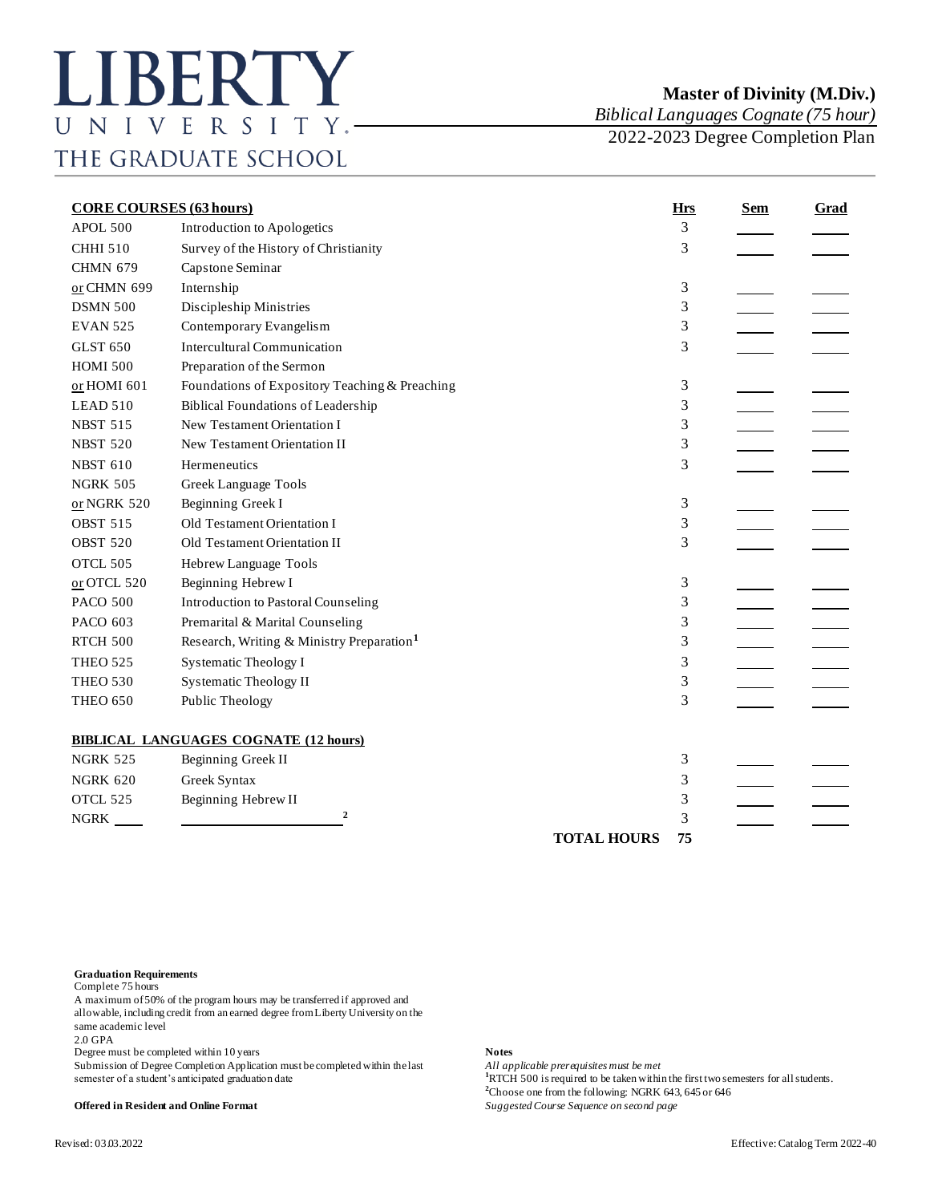# LIBERTY UNIVERSITY
## THE GRADUATE SCHOOL

**Master of Divinity (M.Div.)**
*Biblical Languages Cognate (75 hour)*
2022-2023 Degree Completion Plan

| **CORE COURSES (63 hours)** | | **Hrs** | **Sem** | **Grad** |
|---|---|---|---|---|
| APOL 500 | Introduction to Apologetics | 3 | | |
| CHHI 510 | Survey of the History of Christianity | 3 | | |
| CHMN 679 | Capstone Seminar | | | |
| or CHMN 699 | Internship | 3 | | |
| DSMN 500 | Discipleship Ministries | 3 | | |
| EVAN 525 | Contemporary Evangelism | 3 | | |
| GLST 650 | Intercultural Communication | 3 | | |
| HOMI 500 | Preparation of the Sermon | | | |
| or HOMI 601 | Foundations of Expository Teaching & Preaching | 3 | | |
| LEAD 510 | Biblical Foundations of Leadership | 3 | | |
| NBST 515 | New Testament Orientation I | 3 | | |
| NBST 520 | New Testament Orientation II | 3 | | |
| NBST 610 | Hermeneutics | 3 | | |
| NGRK 505 | Greek Language Tools | | | |
| or NGRK 520 | Beginning Greek I | 3 | | |
| OBST 515 | Old Testament Orientation I | 3 | | |
| OBST 520 | Old Testament Orientation II | 3 | | |
| OTCL 505 | Hebrew Language Tools | | | |
| or OTCL 520 | Beginning Hebrew I | 3 | | |
| PACO 500 | Introduction to Pastoral Counseling | 3 | | |
| PACO 603 | Premarital & Marital Counseling | 3 | | |
| RTCH 500 | Research, Writing & Ministry Preparation[1] | 3 | | |
| THEO 525 | Systematic Theology I | 3 | | |
| THEO 530 | Systematic Theology II | 3 | | |
| THEO 650 | Public Theology | 3 | | |
| **BIBLICAL LANGUAGES COGNATE (12 hours)** | | | | |
| NGRK 525 | Beginning Greek II | 3 | | |
| NGRK 620 | Greek Syntax | 3 | | |
| OTCL 525 | Beginning Hebrew II | 3 | | |
| NGRK ____ | ____________________[2] | 3 | | |
| | **TOTAL HOURS** | **75** | | |

**Graduation Requirements**
Complete 75 hours
A maximum of 50% of the program hours may be transferred if approved and allowable, including credit from an earned degree from Liberty University on the same academic level
2.0 GPA
Degree must be completed within 10 years
Submission of Degree Completion Application must be completed within the last semester of a student's anticipated graduation date

**Offered in Resident and Online Format**

**Notes**
*All applicable prerequisites must be met*
[1]RTCH 500 is required to be taken within the first two semesters for all students.
[2]Choose one from the following: NGRK 643, 645 or 646
*Suggested Course Sequence on second page*

Revised: 03.03.2022

Effective: Catalog Term 2022-40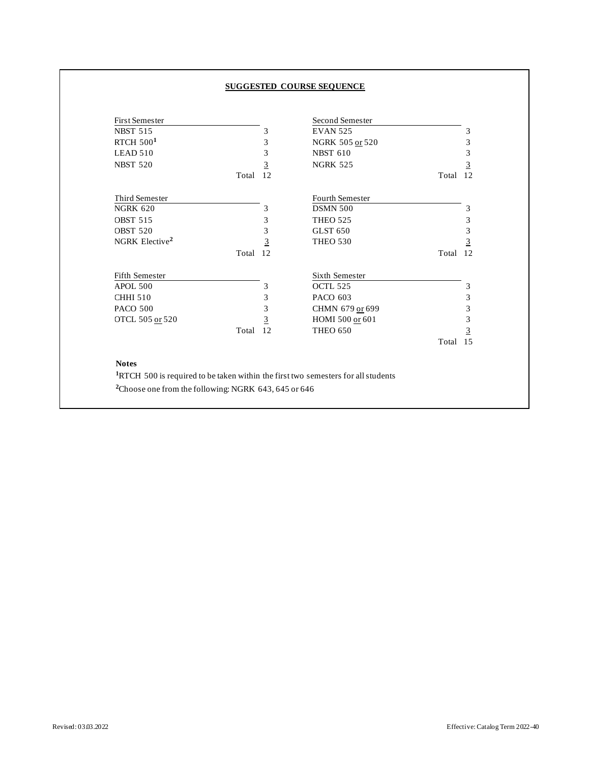**SUGGESTED COURSE SEQUENCE**

| First Semester | | Second Semester | |
|---|---|---|---|
| NBST 515 | 3 | EVAN 525 | 3 |
| RTCH 500[1] | 3 | NGRK 505 or 520 | 3 |
| LEAD 510 | 3 | NBST 610 | 3 |
| NBST 520 | 3 | NGRK 525 | 3 |
| Total | 12 | Total | 12 |

| Third Semester | | Fourth Semester | |
|---|---|---|---|
| NGRK 620 | 3 | DSMN 500 | 3 |
| OBST 515 | 3 | THEO 525 | 3 |
| OBST 520 | 3 | GLST 650 | 3 |
| NGRK Elective[2] | 3 | THEO 530 | 3 |
| Total | 12 | Total | 12 |

| Fifth Semester | | Sixth Semester | |
|---|---|---|---|
| APOL 500 | 3 | OCTL 525 | 3 |
| CHHI 510 | 3 | PACO 603 | 3 |
| PACO 500 | 3 | CHMN 679 or 699 | 3 |
| OTCL 505 or 520 | 3 | HOMI 500 or 601 | 3 |
| Total | 12 | THEO 650 | 3 |
| | | Total | 15 |

**Notes**

[1]RTCH 500 is required to be taken within the first two semesters for all students

[2]Choose one from the following: NGRK 643, 645 or 646

Revised: 03.03.2022

Effective: Catalog Term 2022-40